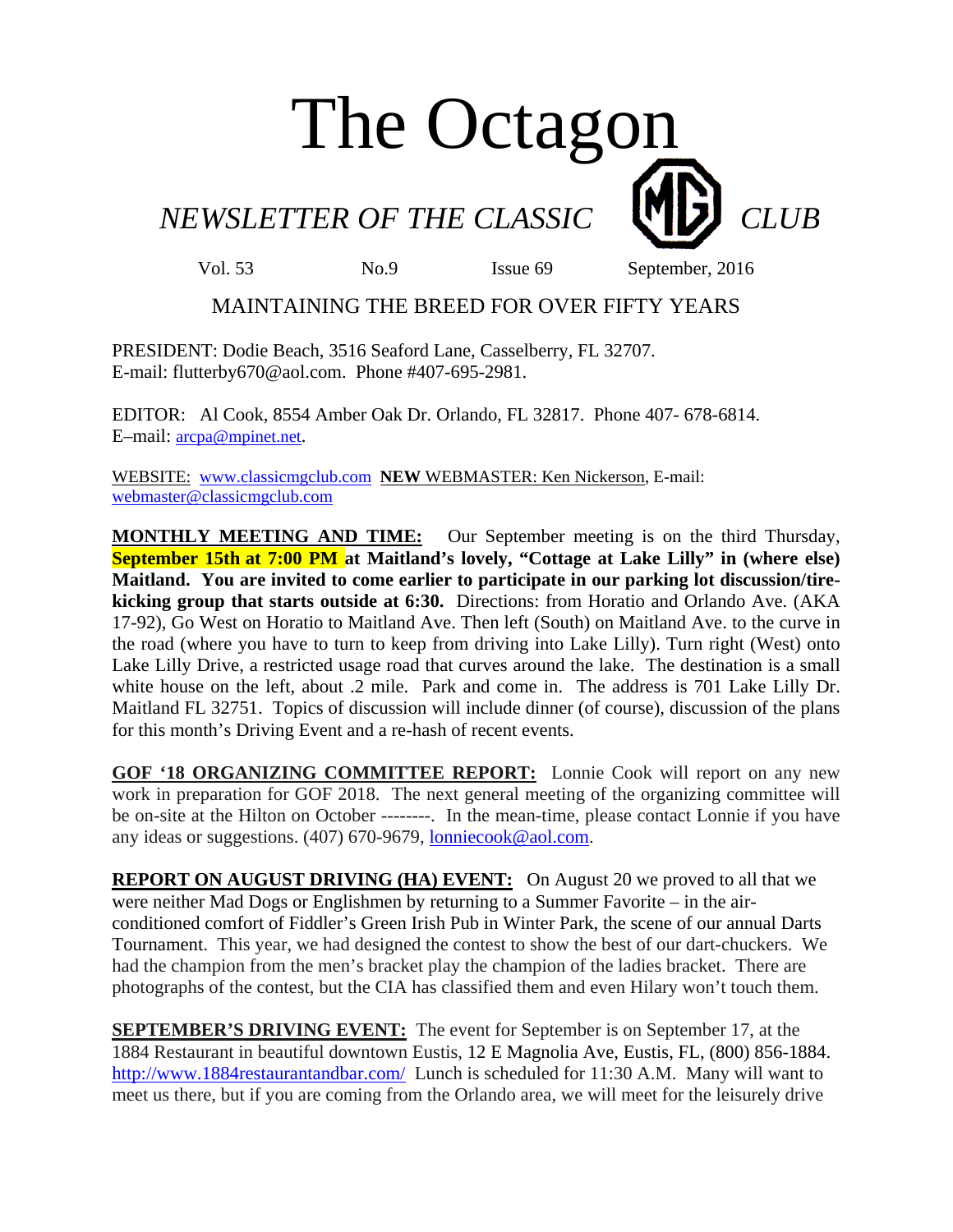# The Octagon

## *NEWSLETTER OF THE CLASSIC MG CLUB*

Vol. 53 No.9 Issue 69 September, 2016

MAINTAINING THE BREED FOR OVER FIFTY YEARS

PRESIDENT: Dodie Beach, 3516 Seaford Lane, Casselberry, FL 32707.
E-mail: flutterby670@aol.com. Phone #407-695-2981.

EDITOR: Al Cook, 8554 Amber Oak Dr. Orlando, FL 32817. Phone 407- 678-6814.
E–mail: arcpa@mpinet.net.

WEBSITE: www.classicmgclub.com **NEW** WEBMASTER: Ken Nickerson, E-mail: webmaster@classicmgclub.com

**MONTHLY MEETING AND TIME:** Our September meeting is on the third Thursday, **September 15th at 7:00 PM at Maitland's lovely, "Cottage at Lake Lilly" in (where else) Maitland. You are invited to come earlier to participate in our parking lot discussion/tire-kicking group that starts outside at 6:30.** Directions: from Horatio and Orlando Ave. (AKA 17-92), Go West on Horatio to Maitland Ave. Then left (South) on Maitland Ave. to the curve in the road (where you have to turn to keep from driving into Lake Lilly). Turn right (West) onto Lake Lilly Drive, a restricted usage road that curves around the lake. The destination is a small white house on the left, about .2 mile. Park and come in. The address is 701 Lake Lilly Dr. Maitland FL 32751. Topics of discussion will include dinner (of course), discussion of the plans for this month's Driving Event and a re-hash of recent events.

**GOF '18 ORGANIZING COMMITTEE REPORT:** Lonnie Cook will report on any new work in preparation for GOF 2018. The next general meeting of the organizing committee will be on-site at the Hilton on October --------. In the mean-time, please contact Lonnie if you have any ideas or suggestions. (407) 670-9679, lonniecook@aol.com.

**REPORT ON AUGUST DRIVING (HA) EVENT:** On August 20 we proved to all that we were neither Mad Dogs or Englishmen by returning to a Summer Favorite – in the air-conditioned comfort of Fiddler's Green Irish Pub in Winter Park, the scene of our annual Darts Tournament. This year, we had designed the contest to show the best of our dart-chuckers. We had the champion from the men's bracket play the champion of the ladies bracket. There are photographs of the contest, but the CIA has classified them and even Hilary won't touch them.

**SEPTEMBER'S DRIVING EVENT:** The event for September is on September 17, at the 1884 Restaurant in beautiful downtown Eustis, 12 E Magnolia Ave, Eustis, FL, (800) 856-1884. http://www.1884restaurantandbar.com/ Lunch is scheduled for 11:30 A.M. Many will want to meet us there, but if you are coming from the Orlando area, we will meet for the leisurely drive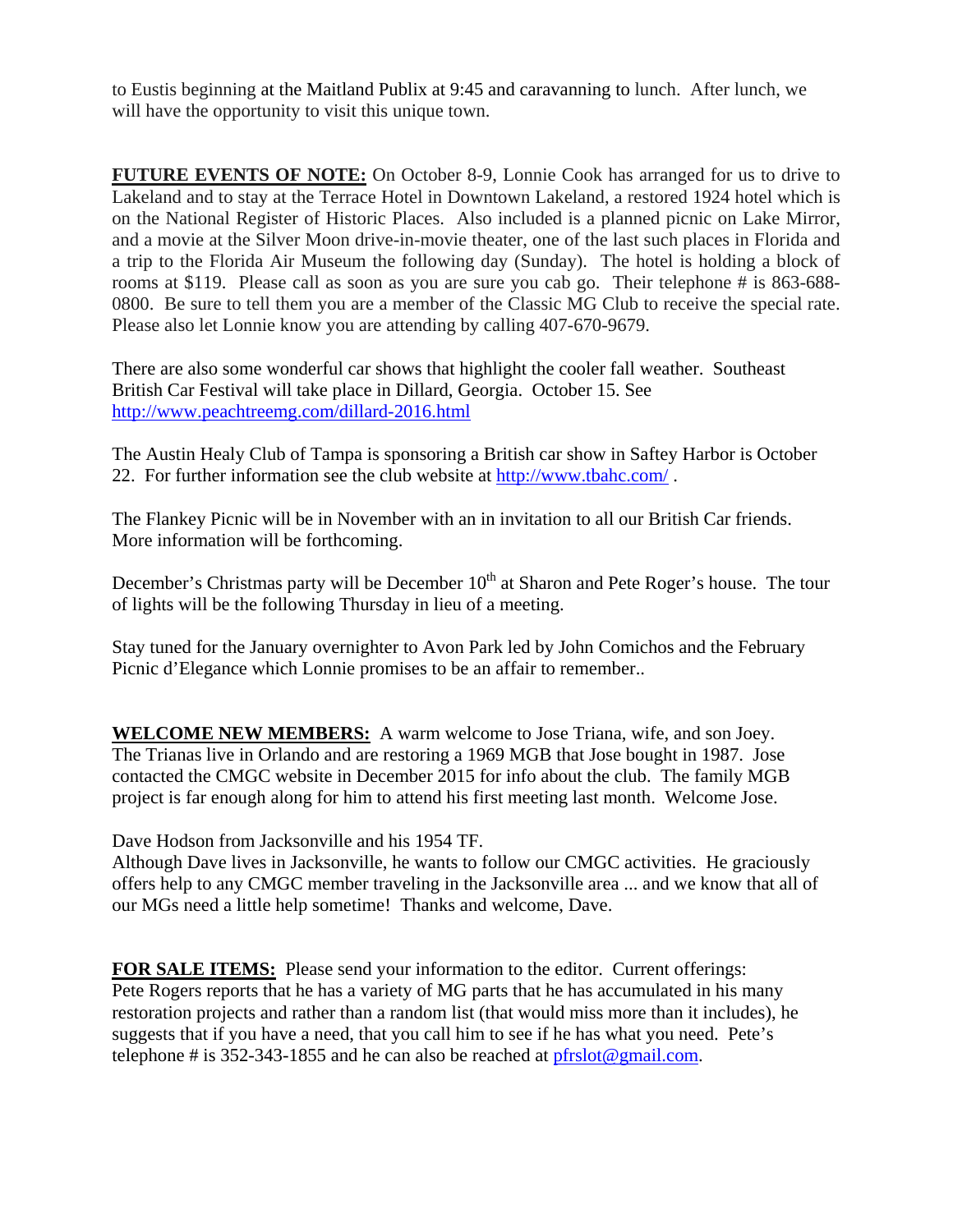to Eustis beginning at the Maitland Publix at 9:45 and caravanning to lunch. After lunch, we will have the opportunity to visit this unique town.

**FUTURE EVENTS OF NOTE:** On October 8-9, Lonnie Cook has arranged for us to drive to Lakeland and to stay at the Terrace Hotel in Downtown Lakeland, a restored 1924 hotel which is on the National Register of Historic Places. Also included is a planned picnic on Lake Mirror, and a movie at the Silver Moon drive-in-movie theater, one of the last such places in Florida and a trip to the Florida Air Museum the following day (Sunday). The hotel is holding a block of rooms at $119. Please call as soon as you are sure you cab go. Their telephone # is 863-688-0800. Be sure to tell them you are a member of the Classic MG Club to receive the special rate. Please also let Lonnie know you are attending by calling 407-670-9679.

There are also some wonderful car shows that highlight the cooler fall weather. Southeast British Car Festival will take place in Dillard, Georgia. October 15. See http://www.peachtreemg.com/dillard-2016.html

The Austin Healy Club of Tampa is sponsoring a British car show in Saftey Harbor is October 22. For further information see the club website at http://www.tbahc.com/ .

The Flankey Picnic will be in November with an in invitation to all our British Car friends. More information will be forthcoming.

December's Christmas party will be December 10th at Sharon and Pete Roger's house. The tour of lights will be the following Thursday in lieu of a meeting.

Stay tuned for the January overnighter to Avon Park led by John Comichos and the February Picnic d'Elegance which Lonnie promises to be an affair to remember..

**WELCOME NEW MEMBERS:** A warm welcome to Jose Triana, wife, and son Joey. The Trianas live in Orlando and are restoring a 1969 MGB that Jose bought in 1987. Jose contacted the CMGC website in December 2015 for info about the club. The family MGB project is far enough along for him to attend his first meeting last month. Welcome Jose.

Dave Hodson from Jacksonville and his 1954 TF.
Although Dave lives in Jacksonville, he wants to follow our CMGC activities. He graciously offers help to any CMGC member traveling in the Jacksonville area ... and we know that all of our MGs need a little help sometime! Thanks and welcome, Dave.

**FOR SALE ITEMS:** Please send your information to the editor. Current offerings:
Pete Rogers reports that he has a variety of MG parts that he has accumulated in his many restoration projects and rather than a random list (that would miss more than it includes), he suggests that if you have a need, that you call him to see if he has what you need. Pete's telephone # is 352-343-1855 and he can also be reached at pfrslot@gmail.com.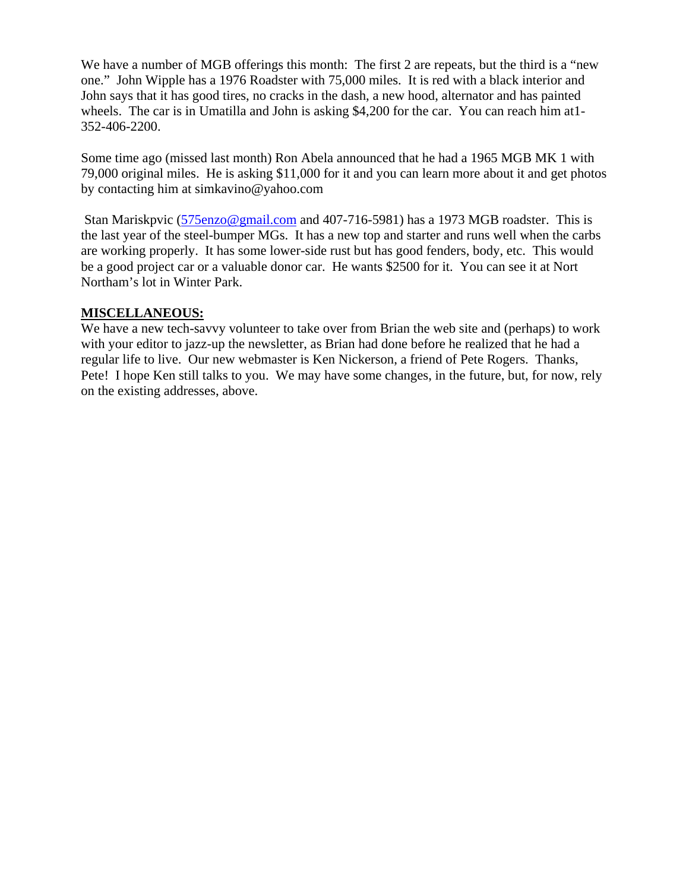We have a number of MGB offerings this month: The first 2 are repeats, but the third is a "new one." John Wipple has a 1976 Roadster with 75,000 miles. It is red with a black interior and John says that it has good tires, no cracks in the dash, a new hood, alternator and has painted wheels. The car is in Umatilla and John is asking $4,200 for the car. You can reach him at1-352-406-2200.

Some time ago (missed last month) Ron Abela announced that he had a 1965 MGB MK 1 with 79,000 original miles. He is asking $11,000 for it and you can learn more about it and get photos by contacting him at simkavino@yahoo.com

Stan Mariskpvic (575enzo@gmail.com and 407-716-5981) has a 1973 MGB roadster. This is the last year of the steel-bumper MGs. It has a new top and starter and runs well when the carbs are working properly. It has some lower-side rust but has good fenders, body, etc. This would be a good project car or a valuable donor car. He wants $2500 for it. You can see it at Nort Northam's lot in Winter Park.

**MISCELLANEOUS:**

We have a new tech-savvy volunteer to take over from Brian the web site and (perhaps) to work with your editor to jazz-up the newsletter, as Brian had done before he realized that he had a regular life to live. Our new webmaster is Ken Nickerson, a friend of Pete Rogers. Thanks, Pete! I hope Ken still talks to you. We may have some changes, in the future, but, for now, rely on the existing addresses, above.